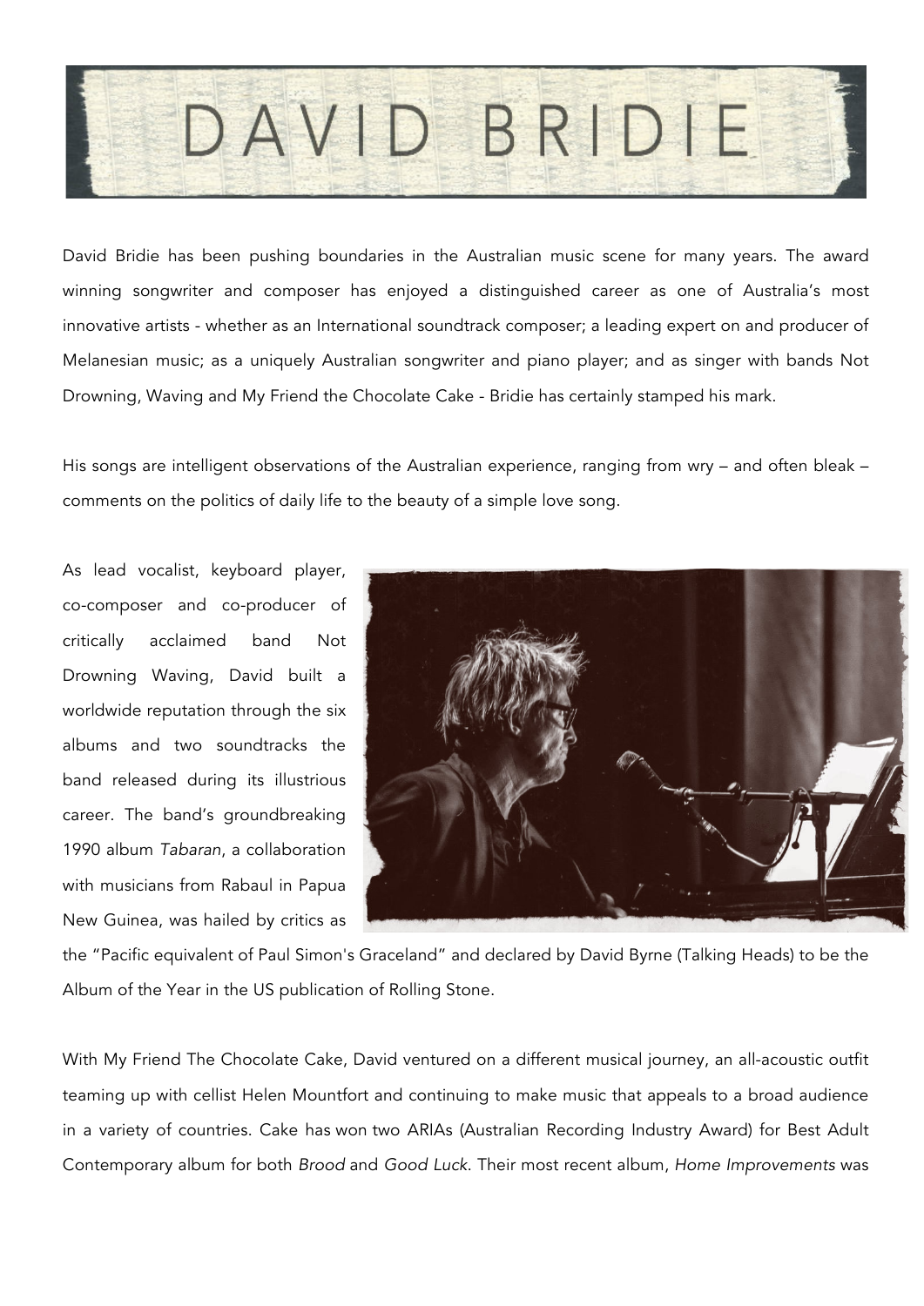# DAVID BRIDIE

David Bridie has been pushing boundaries in the Australian music scene for many years. The award winning songwriter and composer has enjoyed a distinguished career as one of Australia's most innovative artists - whether as an International soundtrack composer; a leading expert on and producer of Melanesian music; as a uniquely Australian songwriter and piano player; and as singer with bands Not Drowning, Waving and My Friend the Chocolate Cake - Bridie has certainly stamped his mark.

His songs are intelligent observations of the Australian experience, ranging from wry – and often bleak – comments on the politics of daily life to the beauty of a simple love song.

As lead vocalist, keyboard player, co-composer and co-producer of critically acclaimed band Not Drowning Waving, David built a worldwide reputation through the six albums and two soundtracks the band released during its illustrious career. The band's groundbreaking 1990 album *Tabaran*, a collaboration with musicians from Rabaul in Papua New Guinea, was hailed by critics as the "Pacific equivalent of Paul Simon's Graceland" and declared by David Byrne (Talking Heads) to be the Album of the Year in the US publication of Rolling Stone.

With My Friend The Chocolate Cake, David ventured on a different musical journey, an all-acoustic outfit teaming up with cellist Helen Mountfort and continuing to make music that appeals to a broad audience in a variety of countries. Cake has won two ARIAs (Australian Recording Industry Award) for Best Adult Contemporary album for both *Brood* and *Good Luck*. Their most recent album, *Home Improvements* was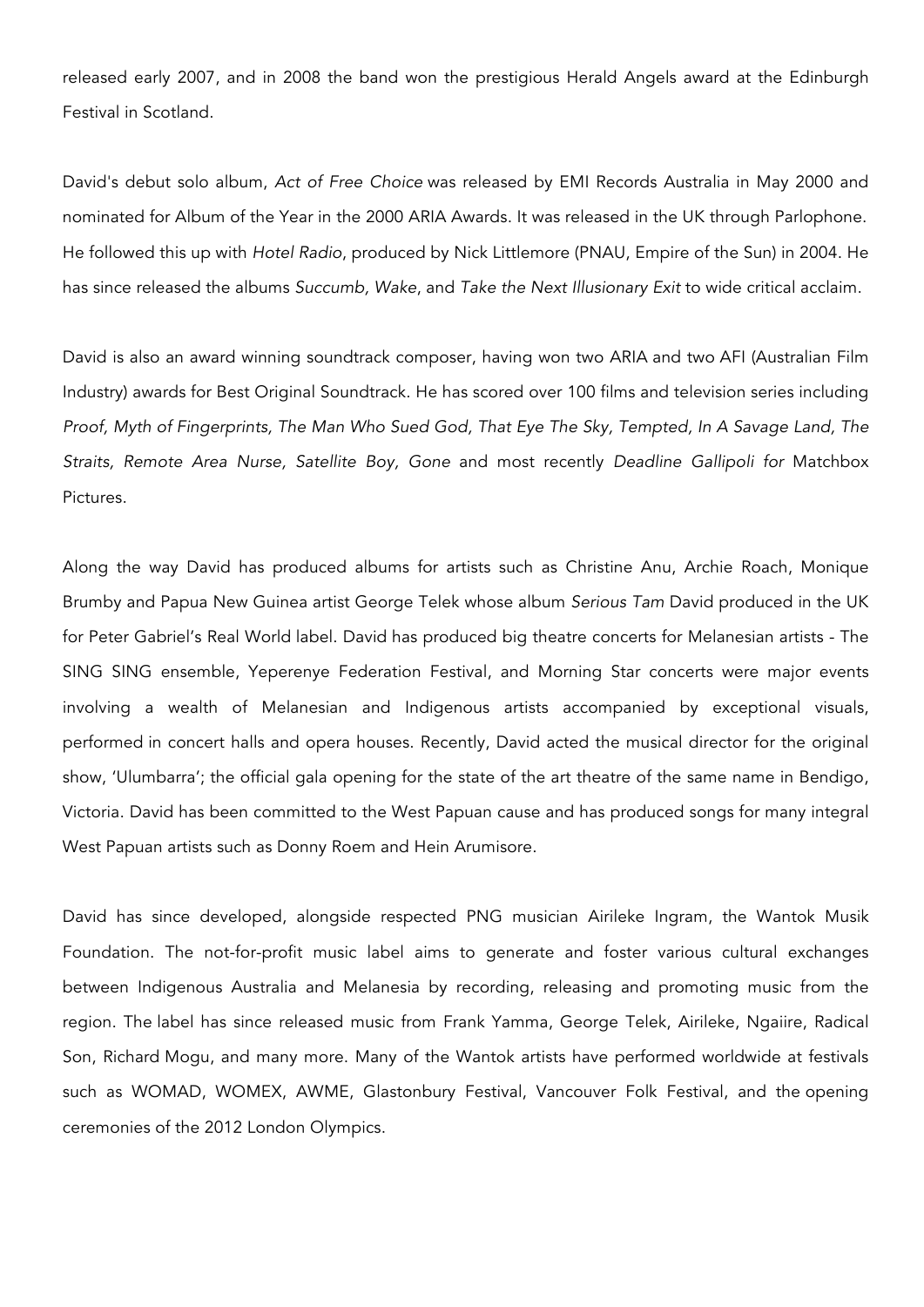released early 2007, and in 2008 the band won the prestigious Herald Angels award at the Edinburgh Festival in Scotland.

David's debut solo album, *Act of Free Choice* was released by EMI Records Australia in May 2000 and nominated for Album of the Year in the 2000 ARIA Awards. It was released in the UK through Parlophone. He followed this up with *Hotel Radio*, produced by Nick Littlemore (PNAU, Empire of the Sun) in 2004. He has since released the albums *Succumb*, *Wake*, and *Take the Next Illusionary Exit* to wide critical acclaim.

David is also an award winning soundtrack composer, having won two ARIA and two AFI (Australian Film Industry) awards for Best Original Soundtrack. He has scored over 100 films and television series including *Proof, Myth of Fingerprints, The Man Who Sued God, That Eye The Sky, Tempted, In A Savage Land, The Straits, Remote Area Nurse, Satellite Boy, Gone* and most recently *Deadline Gallipoli for* Matchbox Pictures.

Along the way David has produced albums for artists such as Christine Anu, Archie Roach, Monique Brumby and Papua New Guinea artist George Telek whose album *Serious Tam* David produced in the UK for Peter Gabriel's Real World label. David has produced big theatre concerts for Melanesian artists - The SING SING ensemble, Yeperenye Federation Festival, and Morning Star concerts were major events involving a wealth of Melanesian and Indigenous artists accompanied by exceptional visuals, performed in concert halls and opera houses. Recently, David acted the musical director for the original show, 'Ulumbarra'; the official gala opening for the state of the art theatre of the same name in Bendigo, Victoria. David has been committed to the West Papuan cause and has produced songs for many integral West Papuan artists such as Donny Roem and Hein Arumisore.

David has since developed, alongside respected PNG musician Airileke Ingram, the Wantok Musik Foundation. The not-for-profit music label aims to generate and foster various cultural exchanges between Indigenous Australia and Melanesia by recording, releasing and promoting music from the region. The label has since released music from Frank Yamma, George Telek, Airileke, Ngaiire, Radical Son, Richard Mogu, and many more. Many of the Wantok artists have performed worldwide at festivals such as WOMAD, WOMEX, AWME, Glastonbury Festival, Vancouver Folk Festival, and the opening ceremonies of the 2012 London Olympics.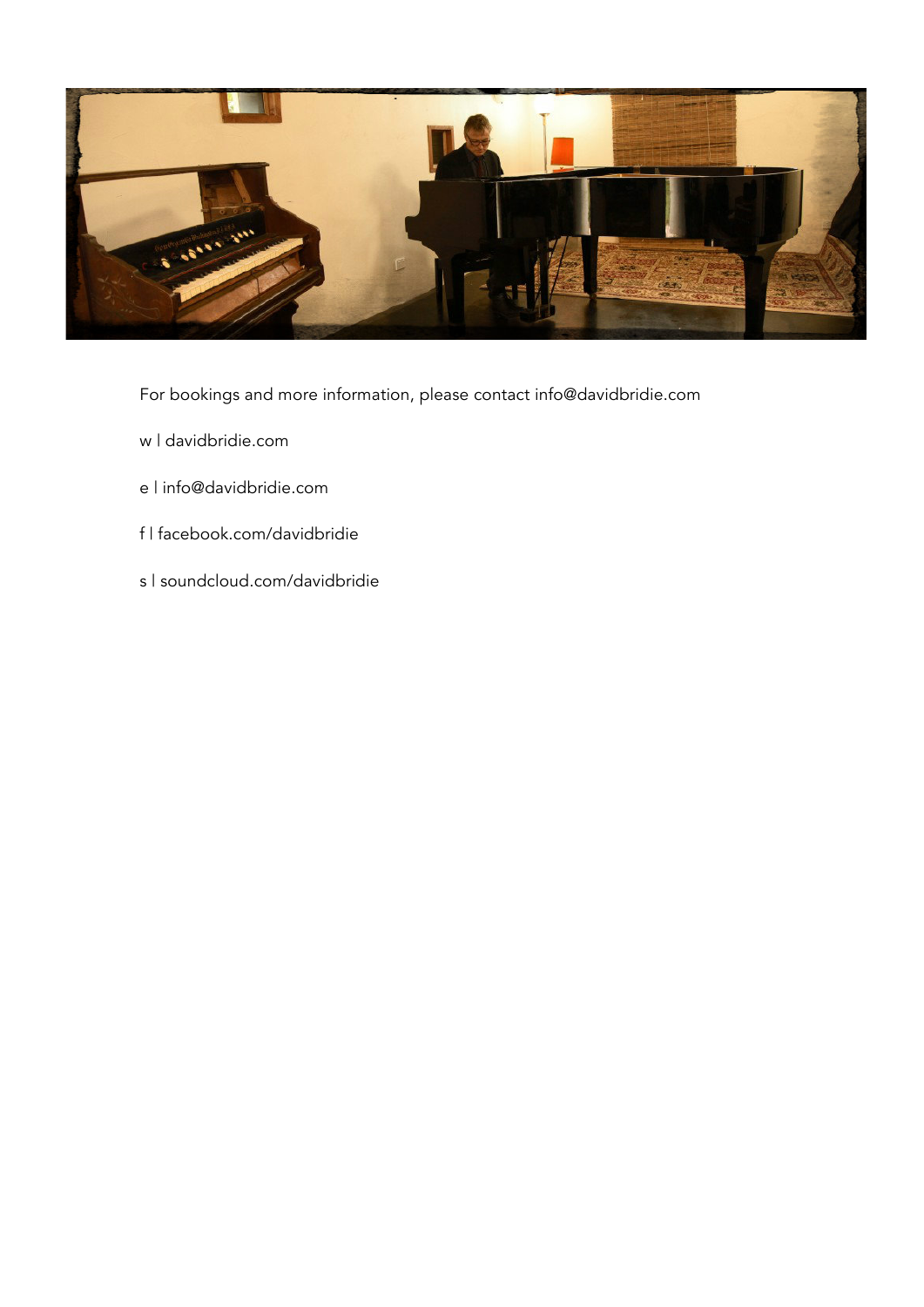For bookings and more information, please contact info@davidbridie.com

w | davidbridie.com

e | info@davidbridie.com

f | facebook.com/davidbridie

s | soundcloud.com/davidbridie